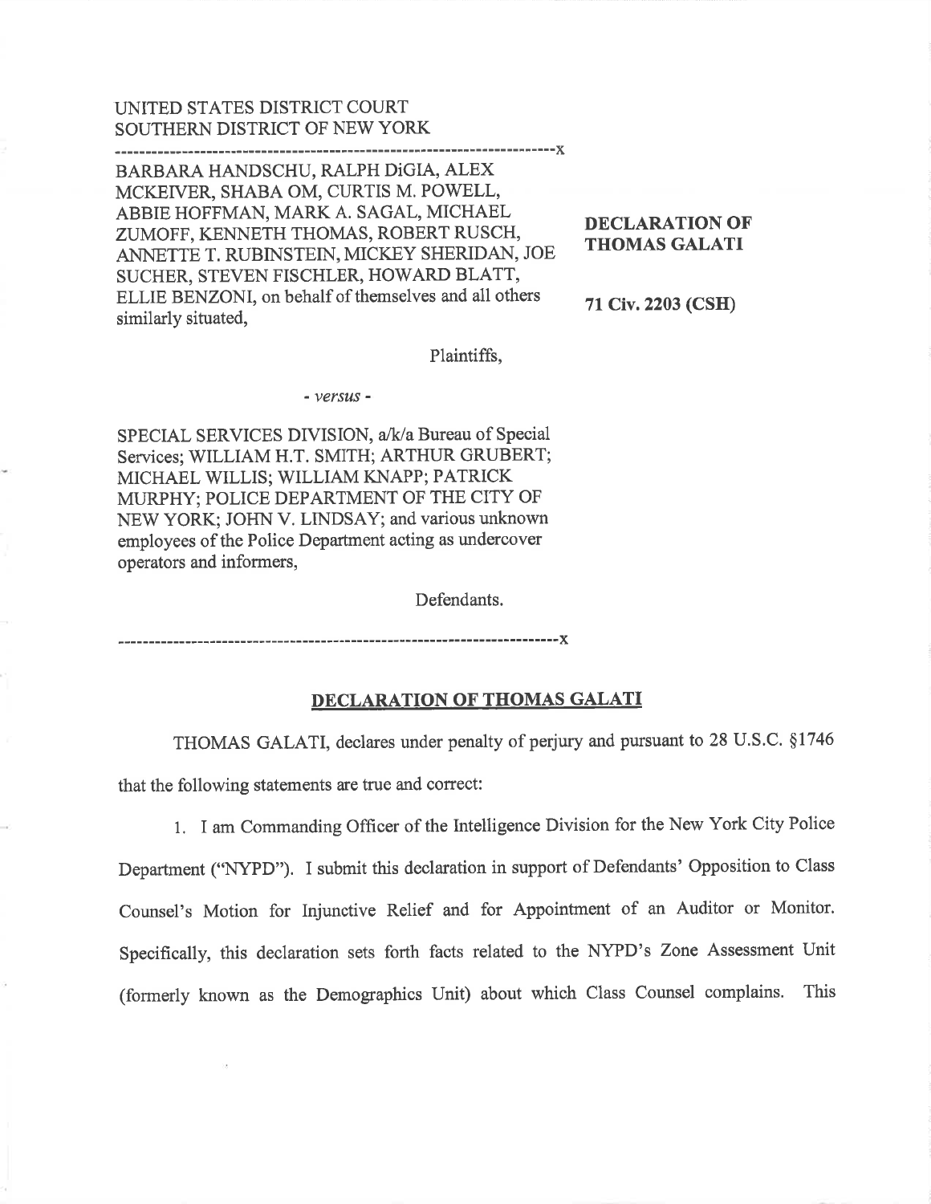UNITED STATES DISTRICT COURT
SOUTHERN DISTRICT OF NEW YORK

---

BARBARA HANDSCHU, RALPH DiGIA, ALEX MCKEIVER, SHABA OM, CURTIS M. POWELL, ABBIE HOFFMAN, MARK A. SAGAL, MICHAEL ZUMOFF, KENNETH THOMAS, ROBERT RUSCH, ANNETTE T. RUBINSTEIN, MICKEY SHERIDAN, JOE SUCHER, STEVEN FISCHLER, HOWARD BLATT, ELLIE BENZONI, on behalf of themselves and all others similarly situated,

Plaintiffs,

*- versus -*

SPECIAL SERVICES DIVISION, a/k/a Bureau of Special Services; WILLIAM H.T. SMITH; ARTHUR GRUBERT; MICHAEL WILLIS; WILLIAM KNAPP; PATRICK MURPHY; POLICE DEPARTMENT OF THE CITY OF NEW YORK; JOHN V. LINDSAY; and various unknown employees of the Police Department acting as undercover operators and informers,

Defendants.

---

**DECLARATION OF THOMAS GALATI**

**71 Civ. 2203 (CSH)**

## DECLARATION OF THOMAS GALATI

THOMAS GALATI, declares under penalty of perjury and pursuant to 28 U.S.C. §1746 that the following statements are true and correct:

1. I am Commanding Officer of the Intelligence Division for the New York City Police Department ("NYPD"). I submit this declaration in support of Defendants' Opposition to Class Counsel's Motion for Injunctive Relief and for Appointment of an Auditor or Monitor. Specifically, this declaration sets forth facts related to the NYPD's Zone Assessment Unit (formerly known as the Demographics Unit) about which Class Counsel complains. This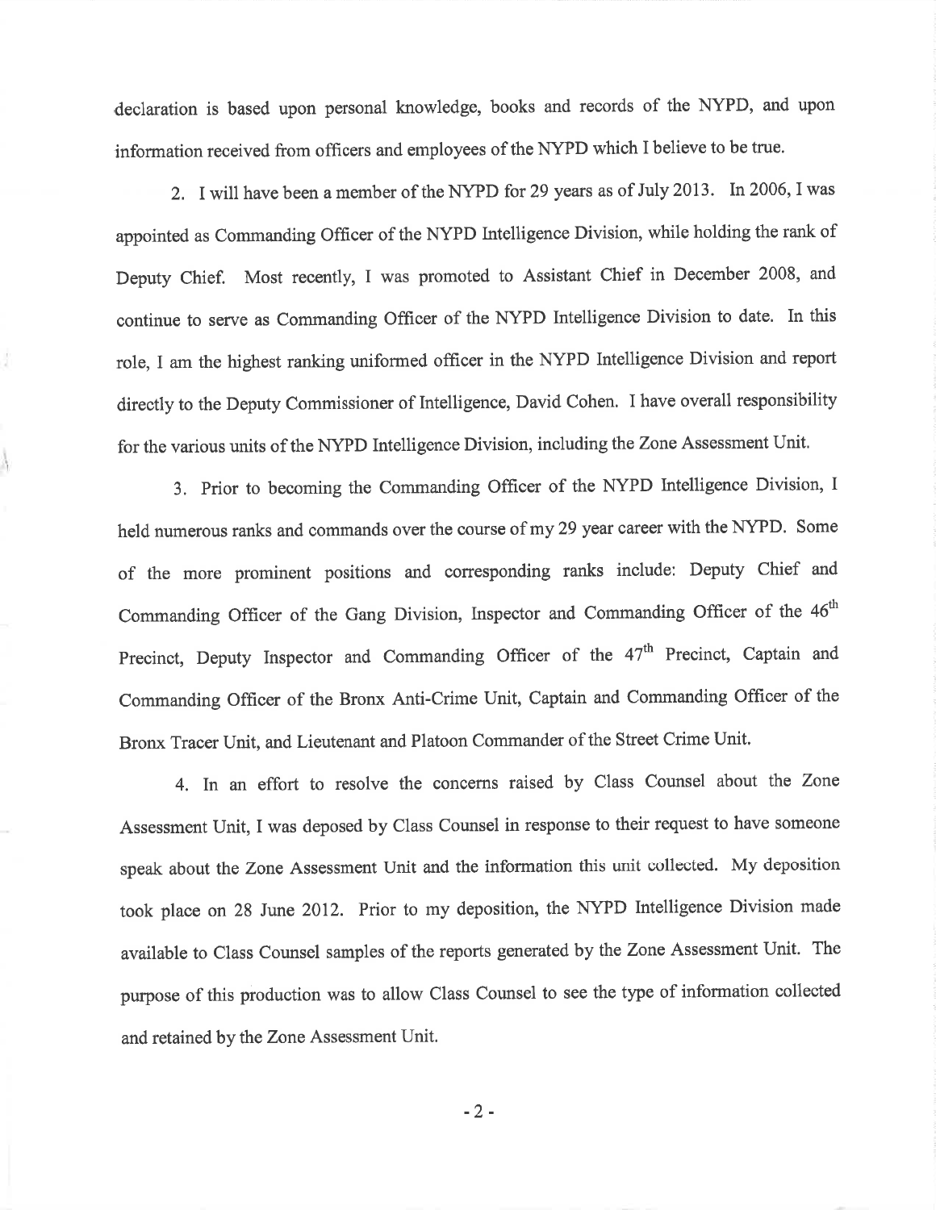declaration is based upon personal knowledge, books and records of the NYPD, and upon information received from officers and employees of the NYPD which I believe to be true.

2. I will have been a member of the NYPD for 29 years as of July 2013. In 2006, I was appointed as Commanding Officer of the NYPD Intelligence Division, while holding the rank of Deputy Chief. Most recently, I was promoted to Assistant Chief in December 2008, and continue to serve as Commanding Officer of the NYPD Intelligence Division to date. In this role, I am the highest ranking uniformed officer in the NYPD Intelligence Division and report directly to the Deputy Commissioner of Intelligence, David Cohen. I have overall responsibility for the various units of the NYPD Intelligence Division, including the Zone Assessment Unit.

3. Prior to becoming the Commanding Officer of the NYPD Intelligence Division, I held numerous ranks and commands over the course of my 29 year career with the NYPD. Some of the more prominent positions and corresponding ranks include: Deputy Chief and Commanding Officer of the Gang Division, Inspector and Commanding Officer of the 46th Precinct, Deputy Inspector and Commanding Officer of the 47th Precinct, Captain and Commanding Officer of the Bronx Anti-Crime Unit, Captain and Commanding Officer of the Bronx Tracer Unit, and Lieutenant and Platoon Commander of the Street Crime Unit.

4. In an effort to resolve the concerns raised by Class Counsel about the Zone Assessment Unit, I was deposed by Class Counsel in response to their request to have someone speak about the Zone Assessment Unit and the information this unit collected. My deposition took place on 28 June 2012. Prior to my deposition, the NYPD Intelligence Division made available to Class Counsel samples of the reports generated by the Zone Assessment Unit. The purpose of this production was to allow Class Counsel to see the type of information collected and retained by the Zone Assessment Unit.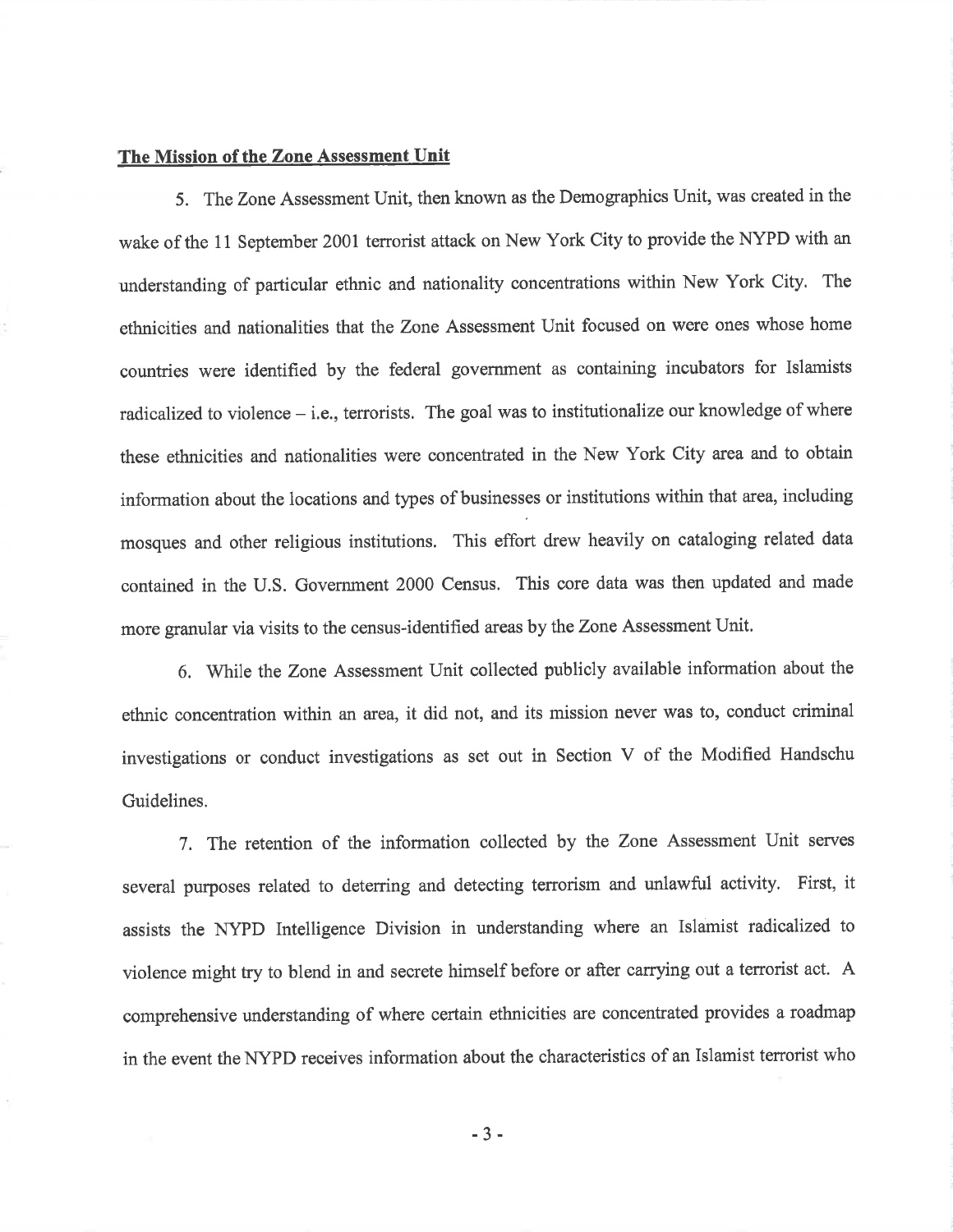**The Mission of the Zone Assessment Unit**

5. The Zone Assessment Unit, then known as the Demographics Unit, was created in the wake of the 11 September 2001 terrorist attack on New York City to provide the NYPD with an understanding of particular ethnic and nationality concentrations within New York City. The ethnicities and nationalities that the Zone Assessment Unit focused on were ones whose home countries were identified by the federal government as containing incubators for Islamists radicalized to violence – i.e., terrorists. The goal was to institutionalize our knowledge of where these ethnicities and nationalities were concentrated in the New York City area and to obtain information about the locations and types of businesses or institutions within that area, including mosques and other religious institutions. This effort drew heavily on cataloging related data contained in the U.S. Government 2000 Census. This core data was then updated and made more granular via visits to the census-identified areas by the Zone Assessment Unit.

6. While the Zone Assessment Unit collected publicly available information about the ethnic concentration within an area, it did not, and its mission never was to, conduct criminal investigations or conduct investigations as set out in Section V of the Modified Handschu Guidelines.

7. The retention of the information collected by the Zone Assessment Unit serves several purposes related to deterring and detecting terrorism and unlawful activity. First, it assists the NYPD Intelligence Division in understanding where an Islamist radicalized to violence might try to blend in and secrete himself before or after carrying out a terrorist act. A comprehensive understanding of where certain ethnicities are concentrated provides a roadmap in the event the NYPD receives information about the characteristics of an Islamist terrorist who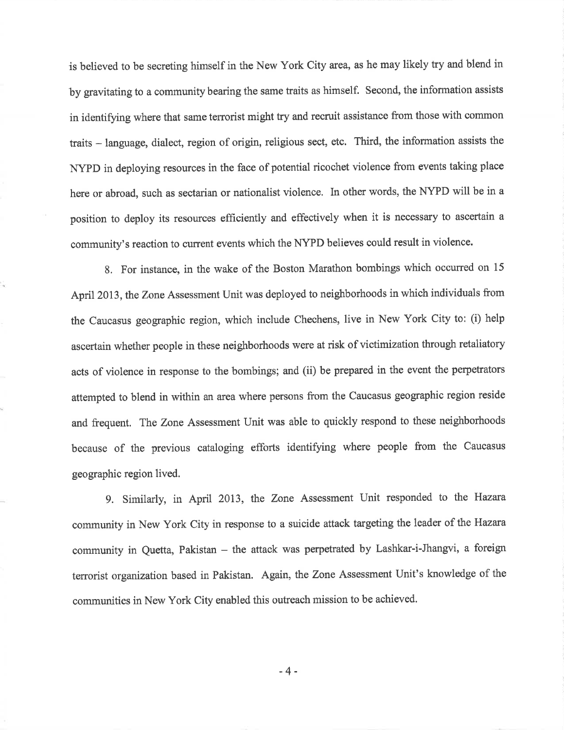is believed to be secreting himself in the New York City area, as he may likely try and blend in by gravitating to a community bearing the same traits as himself. Second, the information assists in identifying where that same terrorist might try and recruit assistance from those with common traits – language, dialect, region of origin, religious sect, etc. Third, the information assists the NYPD in deploying resources in the face of potential ricochet violence from events taking place here or abroad, such as sectarian or nationalist violence. In other words, the NYPD will be in a position to deploy its resources efficiently and effectively when it is necessary to ascertain a community's reaction to current events which the NYPD believes could result in violence.

8. For instance, in the wake of the Boston Marathon bombings which occurred on 15 April 2013, the Zone Assessment Unit was deployed to neighborhoods in which individuals from the Caucasus geographic region, which include Chechens, live in New York City to: (i) help ascertain whether people in these neighborhoods were at risk of victimization through retaliatory acts of violence in response to the bombings; and (ii) be prepared in the event the perpetrators attempted to blend in within an area where persons from the Caucasus geographic region reside and frequent. The Zone Assessment Unit was able to quickly respond to these neighborhoods because of the previous cataloging efforts identifying where people from the Caucasus geographic region lived.

9. Similarly, in April 2013, the Zone Assessment Unit responded to the Hazara community in New York City in response to a suicide attack targeting the leader of the Hazara community in Quetta, Pakistan – the attack was perpetrated by Lashkar-i-Jhangvi, a foreign terrorist organization based in Pakistan. Again, the Zone Assessment Unit's knowledge of the communities in New York City enabled this outreach mission to be achieved.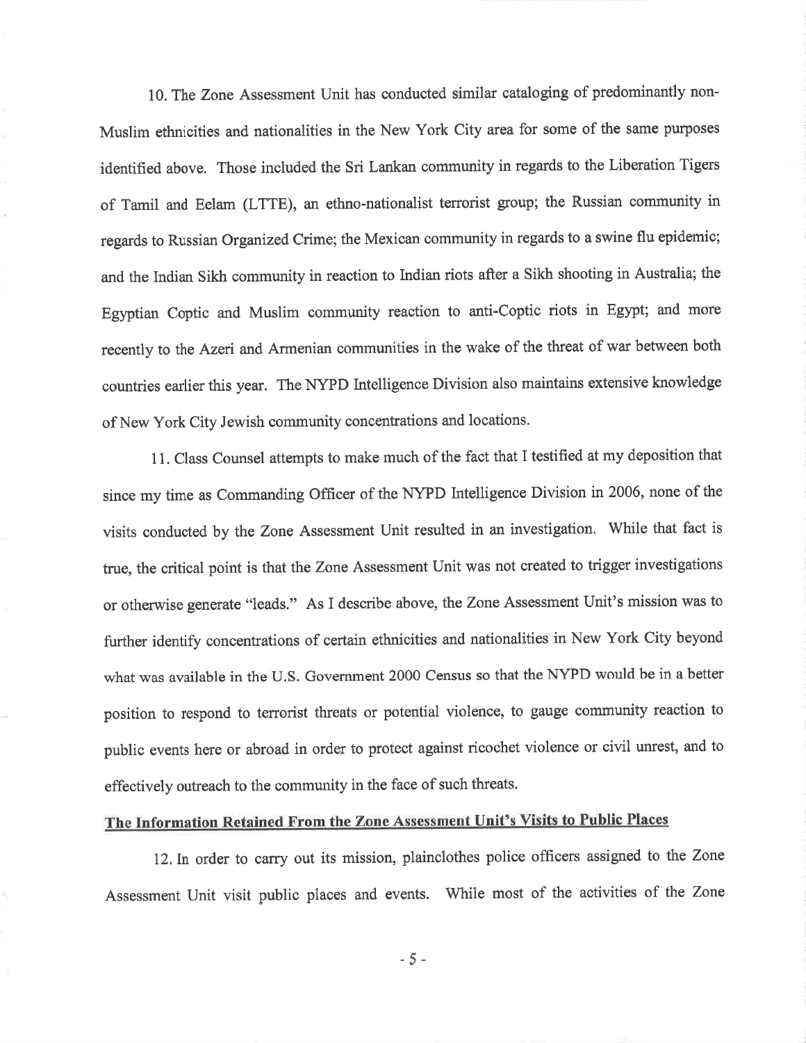10. The Zone Assessment Unit has conducted similar cataloging of predominantly non-Muslim ethnicities and nationalities in the New York City area for some of the same purposes identified above. Those included the Sri Lankan community in regards to the Liberation Tigers of Tamil and Eelam (LTTE), an ethno-nationalist terrorist group; the Russian community in regards to Russian Organized Crime; the Mexican community in regards to a swine flu epidemic; and the Indian Sikh community in reaction to Indian riots after a Sikh shooting in Australia; the Egyptian Coptic and Muslim community reaction to anti-Coptic riots in Egypt; and more recently to the Azeri and Armenian communities in the wake of the threat of war between both countries earlier this year. The NYPD Intelligence Division also maintains extensive knowledge of New York City Jewish community concentrations and locations.

11. Class Counsel attempts to make much of the fact that I testified at my deposition that since my time as Commanding Officer of the NYPD Intelligence Division in 2006, none of the visits conducted by the Zone Assessment Unit resulted in an investigation. While that fact is true, the critical point is that the Zone Assessment Unit was not created to trigger investigations or otherwise generate "leads." As I describe above, the Zone Assessment Unit's mission was to further identify concentrations of certain ethnicities and nationalities in New York City beyond what was available in the U.S. Government 2000 Census so that the NYPD would be in a better position to respond to terrorist threats or potential violence, to gauge community reaction to public events here or abroad in order to protect against ricochet violence or civil unrest, and to effectively outreach to the community in the face of such threats.

## The Information Retained From the Zone Assessment Unit's Visits to Public Places

12. In order to carry out its mission, plainclothes police officers assigned to the Zone Assessment Unit visit public places and events. While most of the activities of the Zone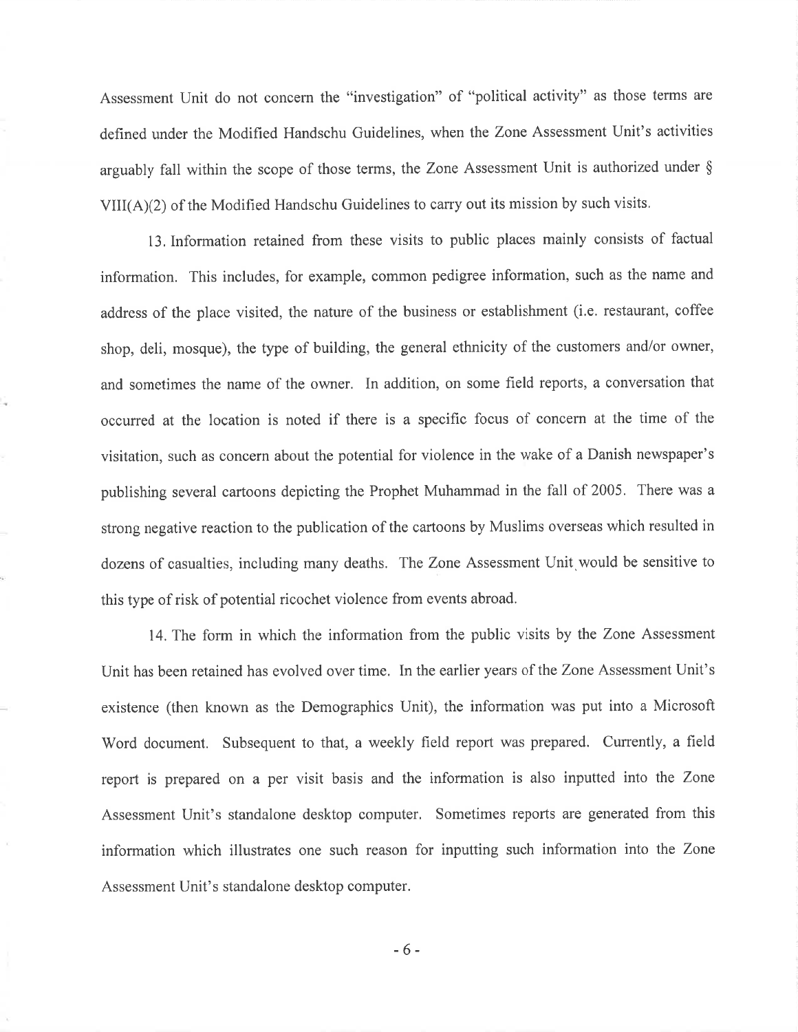Assessment Unit do not concern the "investigation" of "political activity" as those terms are defined under the Modified Handschu Guidelines, when the Zone Assessment Unit's activities arguably fall within the scope of those terms, the Zone Assessment Unit is authorized under § VIII(A)(2) of the Modified Handschu Guidelines to carry out its mission by such visits.

13. Information retained from these visits to public places mainly consists of factual information. This includes, for example, common pedigree information, such as the name and address of the place visited, the nature of the business or establishment (i.e. restaurant, coffee shop, deli, mosque), the type of building, the general ethnicity of the customers and/or owner, and sometimes the name of the owner. In addition, on some field reports, a conversation that occurred at the location is noted if there is a specific focus of concern at the time of the visitation, such as concern about the potential for violence in the wake of a Danish newspaper's publishing several cartoons depicting the Prophet Muhammad in the fall of 2005. There was a strong negative reaction to the publication of the cartoons by Muslims overseas which resulted in dozens of casualties, including many deaths. The Zone Assessment Unit would be sensitive to this type of risk of potential ricochet violence from events abroad.

14. The form in which the information from the public visits by the Zone Assessment Unit has been retained has evolved over time. In the earlier years of the Zone Assessment Unit's existence (then known as the Demographics Unit), the information was put into a Microsoft Word document. Subsequent to that, a weekly field report was prepared. Currently, a field report is prepared on a per visit basis and the information is also inputted into the Zone Assessment Unit's standalone desktop computer. Sometimes reports are generated from this information which illustrates one such reason for inputting such information into the Zone Assessment Unit's standalone desktop computer.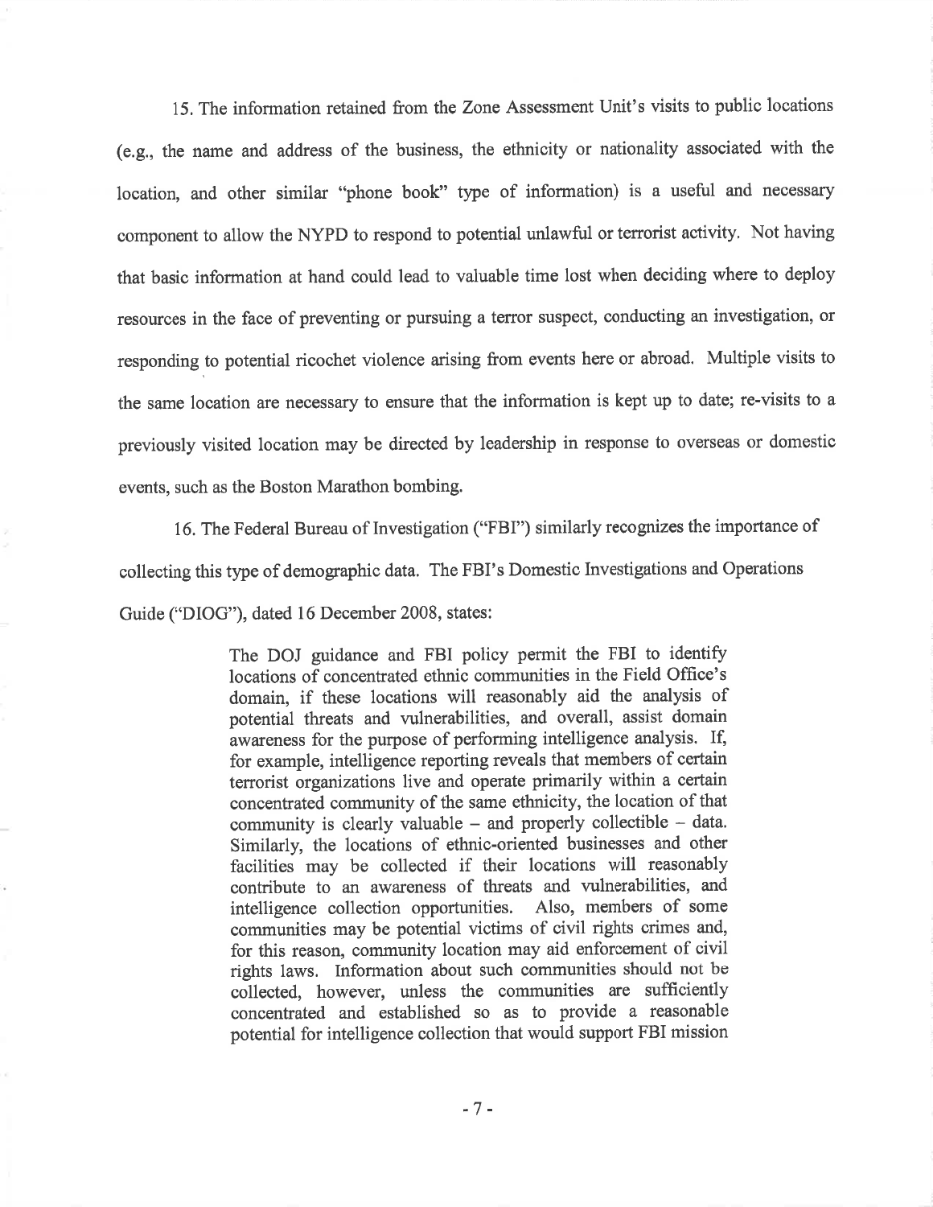15. The information retained from the Zone Assessment Unit's visits to public locations (e.g., the name and address of the business, the ethnicity or nationality associated with the location, and other similar "phone book" type of information) is a useful and necessary component to allow the NYPD to respond to potential unlawful or terrorist activity. Not having that basic information at hand could lead to valuable time lost when deciding where to deploy resources in the face of preventing or pursuing a terror suspect, conducting an investigation, or responding to potential ricochet violence arising from events here or abroad. Multiple visits to the same location are necessary to ensure that the information is kept up to date; re-visits to a previously visited location may be directed by leadership in response to overseas or domestic events, such as the Boston Marathon bombing.

16. The Federal Bureau of Investigation ("FBI") similarly recognizes the importance of collecting this type of demographic data. The FBI's Domestic Investigations and Operations Guide ("DIOG"), dated 16 December 2008, states:

> The DOJ guidance and FBI policy permit the FBI to identify locations of concentrated ethnic communities in the Field Office's domain, if these locations will reasonably aid the analysis of potential threats and vulnerabilities, and overall, assist domain awareness for the purpose of performing intelligence analysis. If, for example, intelligence reporting reveals that members of certain terrorist organizations live and operate primarily within a certain concentrated community of the same ethnicity, the location of that community is clearly valuable – and properly collectible – data. Similarly, the locations of ethnic-oriented businesses and other facilities may be collected if their locations will reasonably contribute to an awareness of threats and vulnerabilities, and intelligence collection opportunities. Also, members of some communities may be potential victims of civil rights crimes and, for this reason, community location may aid enforcement of civil rights laws. Information about such communities should not be collected, however, unless the communities are sufficiently concentrated and established so as to provide a reasonable potential for intelligence collection that would support FBI mission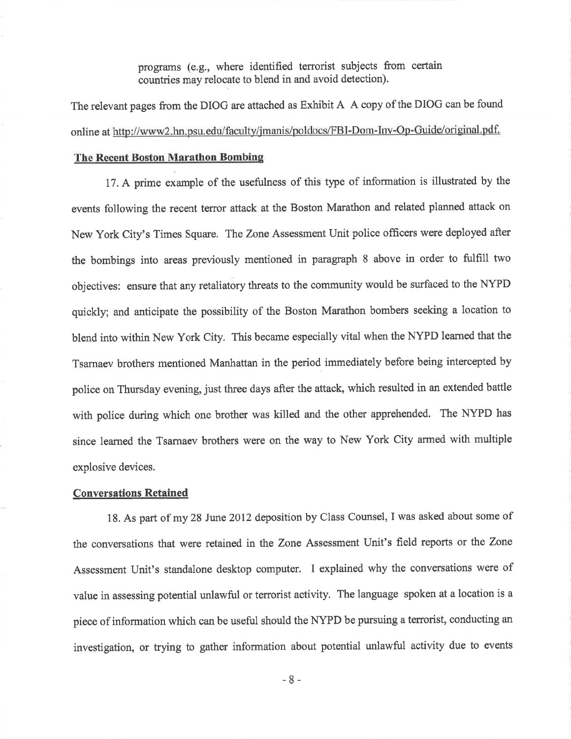programs (e.g., where identified terrorist subjects from certain countries may relocate to blend in and avoid detection).

The relevant pages from the DIOG are attached as Exhibit A A copy of the DIOG can be found online at http://www2.hn.psu.edu/faculty/jmanis/poldocs/FBI-Dom-Inv-Op-Guide/original.pdf.

**The Recent Boston Marathon Bombing**

17. A prime example of the usefulness of this type of information is illustrated by the events following the recent terror attack at the Boston Marathon and related planned attack on New York City's Times Square. The Zone Assessment Unit police officers were deployed after the bombings into areas previously mentioned in paragraph 8 above in order to fulfill two objectives: ensure that any retaliatory threats to the community would be surfaced to the NYPD quickly; and anticipate the possibility of the Boston Marathon bombers seeking a location to blend into within New York City. This became especially vital when the NYPD learned that the Tsarnaev brothers mentioned Manhattan in the period immediately before being intercepted by police on Thursday evening, just three days after the attack, which resulted in an extended battle with police during which one brother was killed and the other apprehended. The NYPD has since learned the Tsarnaev brothers were on the way to New York City armed with multiple explosive devices.

**Conversations Retained**

18. As part of my 28 June 2012 deposition by Class Counsel, I was asked about some of the conversations that were retained in the Zone Assessment Unit's field reports or the Zone Assessment Unit's standalone desktop computer. I explained why the conversations were of value in assessing potential unlawful or terrorist activity. The language spoken at a location is a piece of information which can be useful should the NYPD be pursuing a terrorist, conducting an investigation, or trying to gather information about potential unlawful activity due to events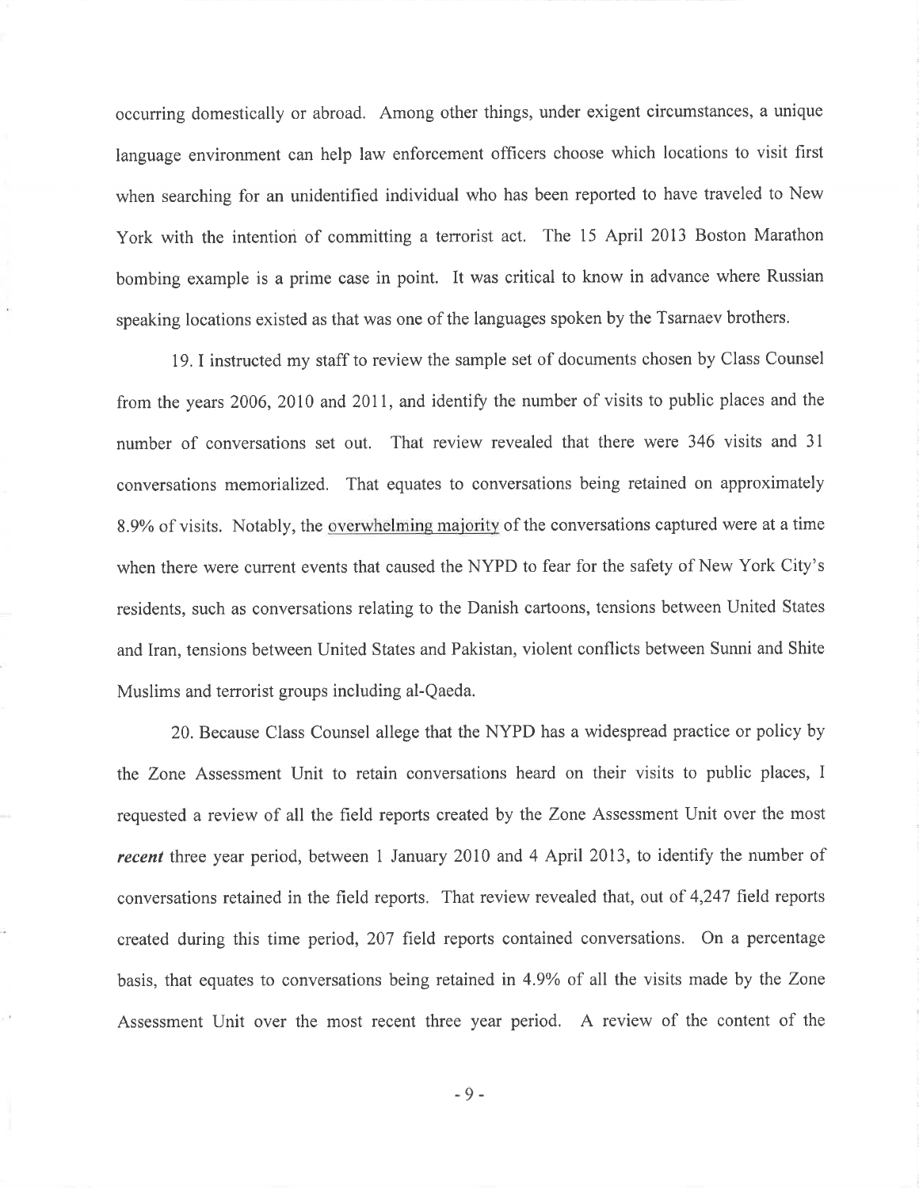occurring domestically or abroad. Among other things, under exigent circumstances, a unique language environment can help law enforcement officers choose which locations to visit first when searching for an unidentified individual who has been reported to have traveled to New York with the intention of committing a terrorist act. The 15 April 2013 Boston Marathon bombing example is a prime case in point. It was critical to know in advance where Russian speaking locations existed as that was one of the languages spoken by the Tsarnaev brothers.

19. I instructed my staff to review the sample set of documents chosen by Class Counsel from the years 2006, 2010 and 2011, and identify the number of visits to public places and the number of conversations set out. That review revealed that there were 346 visits and 31 conversations memorialized. That equates to conversations being retained on approximately 8.9% of visits. Notably, the overwhelming majority of the conversations captured were at a time when there were current events that caused the NYPD to fear for the safety of New York City's residents, such as conversations relating to the Danish cartoons, tensions between United States and Iran, tensions between United States and Pakistan, violent conflicts between Sunni and Shite Muslims and terrorist groups including al-Qaeda.

20. Because Class Counsel allege that the NYPD has a widespread practice or policy by the Zone Assessment Unit to retain conversations heard on their visits to public places, I requested a review of all the field reports created by the Zone Assessment Unit over the most ***recent*** three year period, between 1 January 2010 and 4 April 2013, to identify the number of conversations retained in the field reports. That review revealed that, out of 4,247 field reports created during this time period, 207 field reports contained conversations. On a percentage basis, that equates to conversations being retained in 4.9% of all the visits made by the Zone Assessment Unit over the most recent three year period. A review of the content of the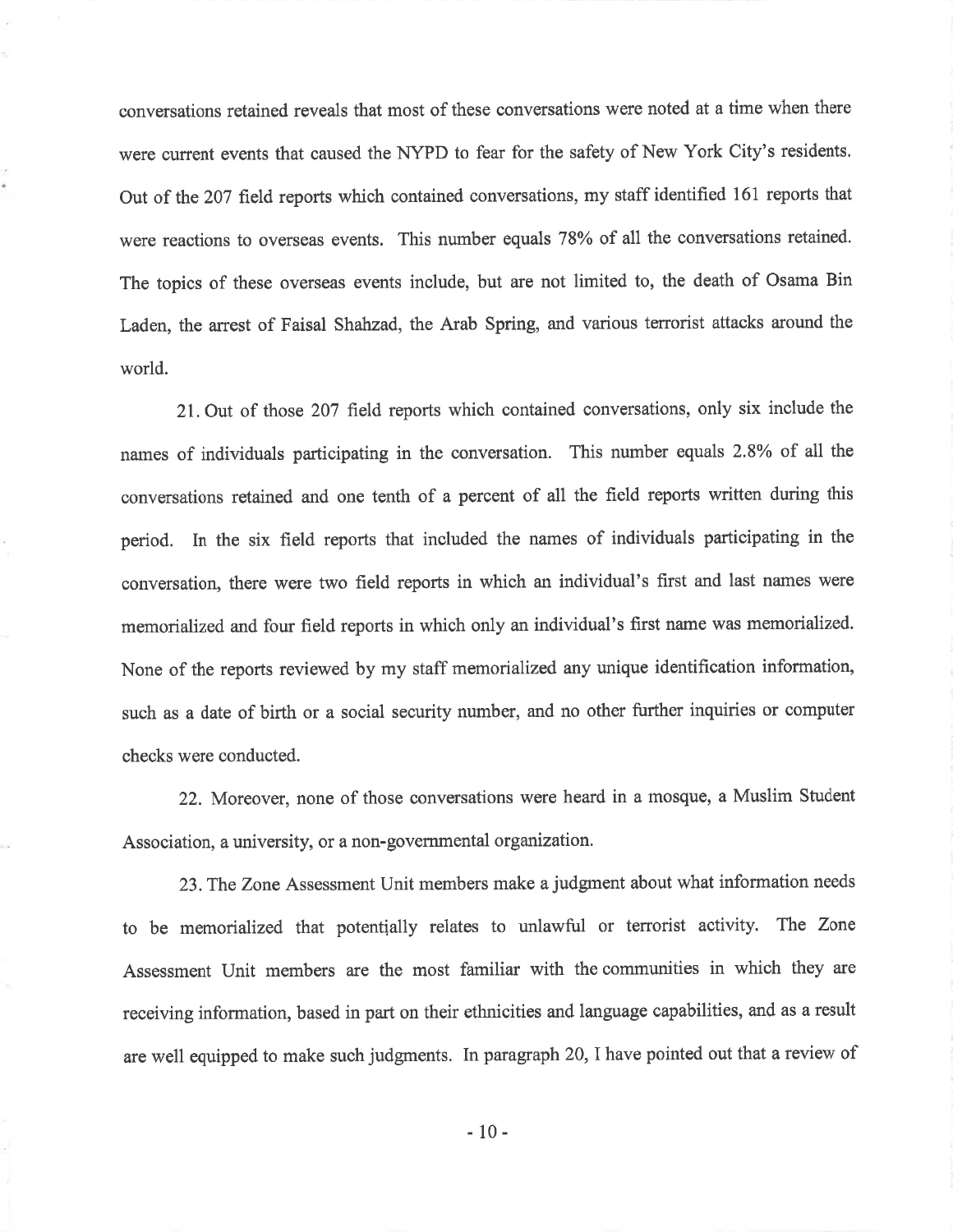conversations retained reveals that most of these conversations were noted at a time when there were current events that caused the NYPD to fear for the safety of New York City's residents. Out of the 207 field reports which contained conversations, my staff identified 161 reports that were reactions to overseas events. This number equals 78% of all the conversations retained. The topics of these overseas events include, but are not limited to, the death of Osama Bin Laden, the arrest of Faisal Shahzad, the Arab Spring, and various terrorist attacks around the world.

21. Out of those 207 field reports which contained conversations, only six include the names of individuals participating in the conversation. This number equals 2.8% of all the conversations retained and one tenth of a percent of all the field reports written during this period. In the six field reports that included the names of individuals participating in the conversation, there were two field reports in which an individual's first and last names were memorialized and four field reports in which only an individual's first name was memorialized. None of the reports reviewed by my staff memorialized any unique identification information, such as a date of birth or a social security number, and no other further inquiries or computer checks were conducted.

22. Moreover, none of those conversations were heard in a mosque, a Muslim Student Association, a university, or a non-governmental organization.

23. The Zone Assessment Unit members make a judgment about what information needs to be memorialized that potentially relates to unlawful or terrorist activity. The Zone Assessment Unit members are the most familiar with the communities in which they are receiving information, based in part on their ethnicities and language capabilities, and as a result are well equipped to make such judgments. In paragraph 20, I have pointed out that a review of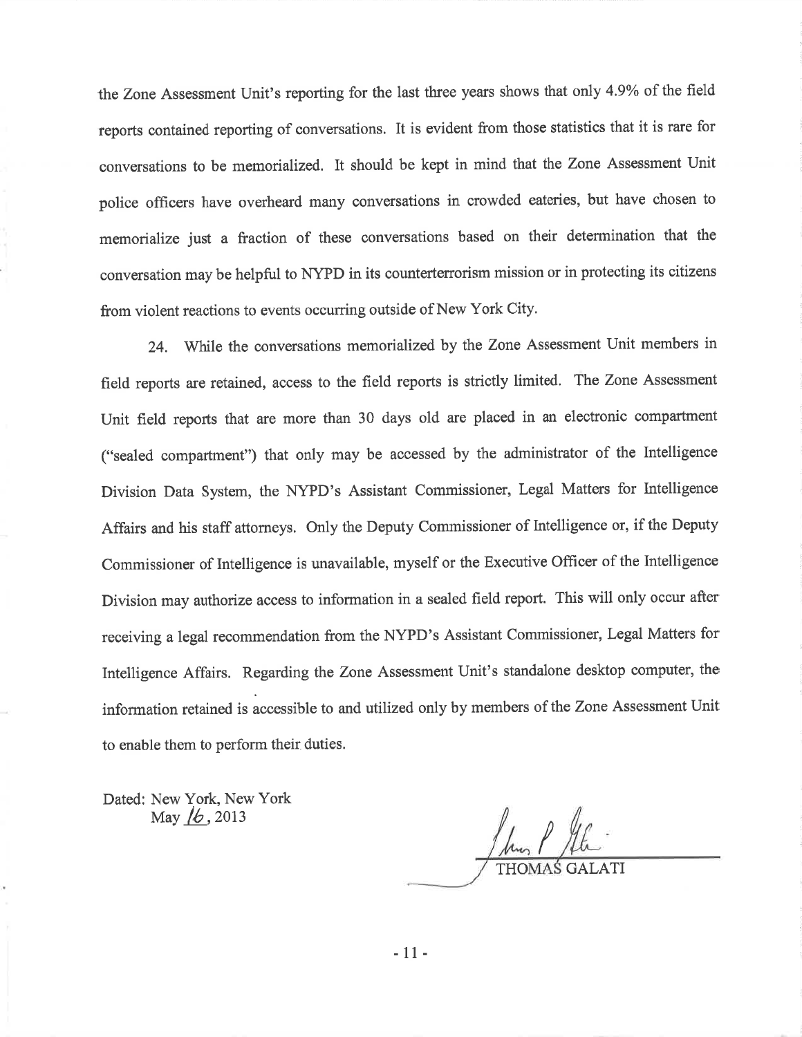the Zone Assessment Unit's reporting for the last three years shows that only 4.9% of the field reports contained reporting of conversations. It is evident from those statistics that it is rare for conversations to be memorialized. It should be kept in mind that the Zone Assessment Unit police officers have overheard many conversations in crowded eateries, but have chosen to memorialize just a fraction of these conversations based on their determination that the conversation may be helpful to NYPD in its counterterrorism mission or in protecting its citizens from violent reactions to events occurring outside of New York City.

24. While the conversations memorialized by the Zone Assessment Unit members in field reports are retained, access to the field reports is strictly limited. The Zone Assessment Unit field reports that are more than 30 days old are placed in an electronic compartment ("sealed compartment") that only may be accessed by the administrator of the Intelligence Division Data System, the NYPD's Assistant Commissioner, Legal Matters for Intelligence Affairs and his staff attorneys. Only the Deputy Commissioner of Intelligence or, if the Deputy Commissioner of Intelligence is unavailable, myself or the Executive Officer of the Intelligence Division may authorize access to information in a sealed field report. This will only occur after receiving a legal recommendation from the NYPD's Assistant Commissioner, Legal Matters for Intelligence Affairs. Regarding the Zone Assessment Unit's standalone desktop computer, the information retained is accessible to and utilized only by members of the Zone Assessment Unit to enable them to perform their duties.

Dated: New York, New York
May 16, 2013

THOMAS GALATI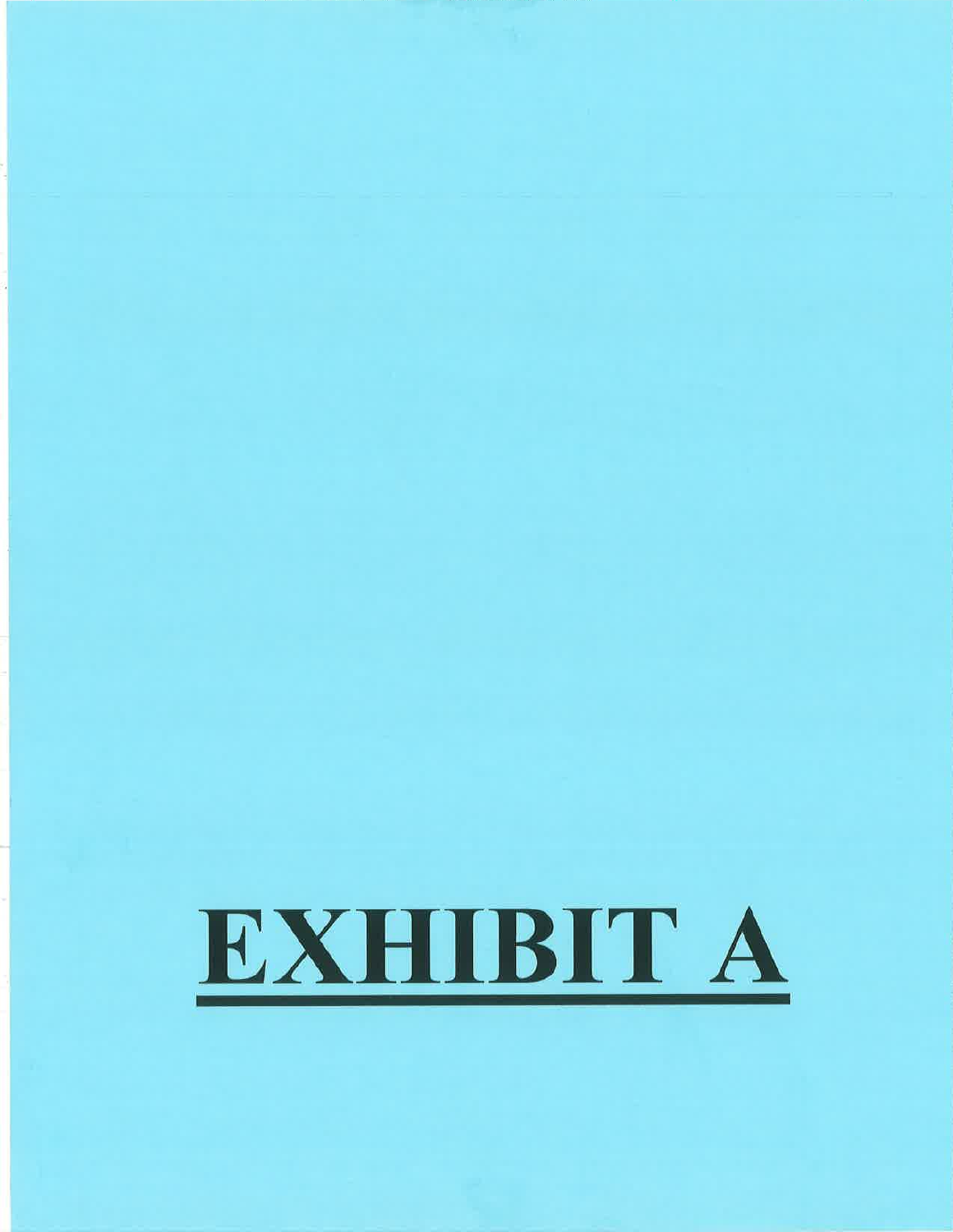# EXHIBIT A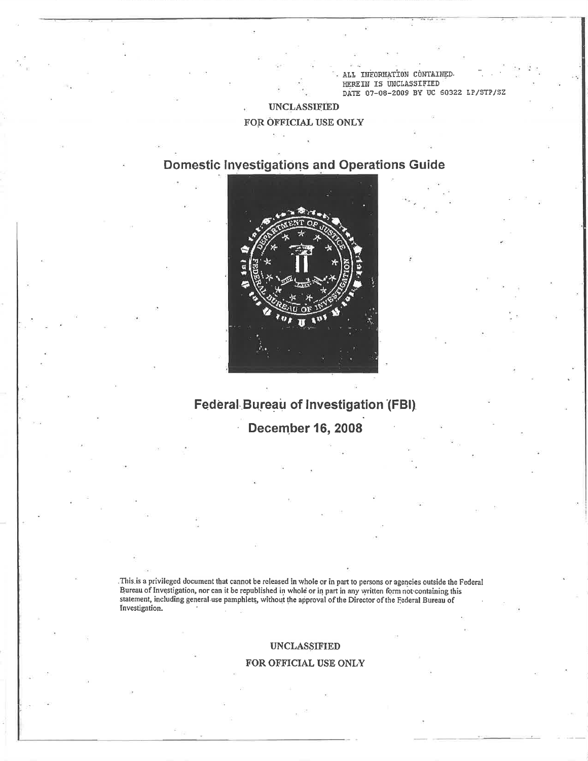ALL INFORMATION CONTAINED
HEREIN IS UNCLASSIFIED
DATE 07-08-2009 BY UC 60322 LP/STP/SZ

UNCLASSIFIED

FOR OFFICIAL USE ONLY

# Domestic Investigations and Operations Guide

## Federal Bureau of Investigation (FBI)

## December 16, 2008

This is a privileged document that cannot be released in whole or in part to persons or agencies outside the Federal Bureau of Investigation, nor can it be republished in whole or in part in any written form not containing this statement, including general use pamphlets, without the approval of the Director of the Federal Bureau of Investigation.

UNCLASSIFIED

FOR OFFICIAL USE ONLY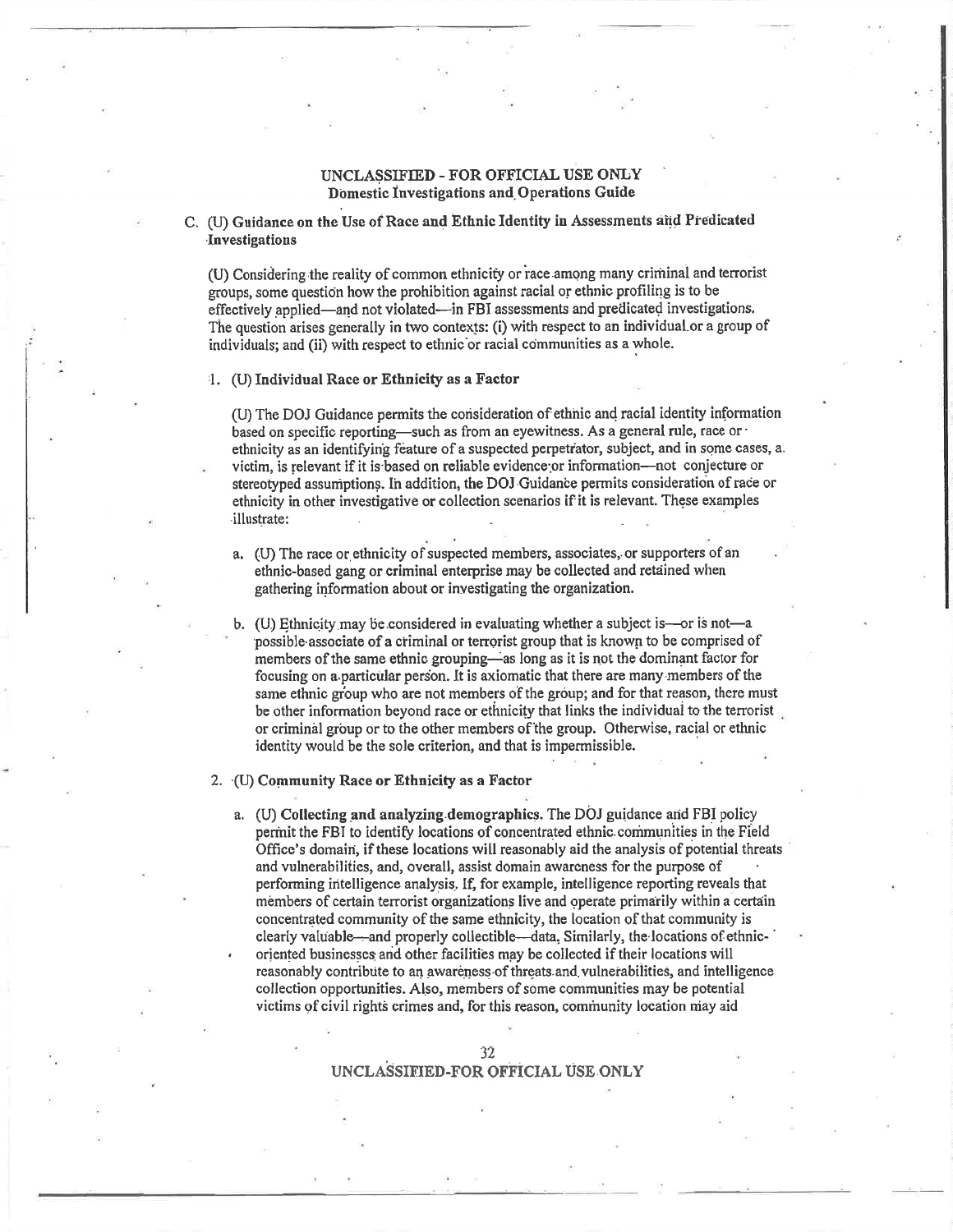C. (U) Guidance on the Use of Race and Ethnic Identity in Assessments and Predicated Investigations

(U) Considering the reality of common ethnicity or race among many criminal and terrorist groups, some question how the prohibition against racial or ethnic profiling is to be effectively applied—and not violated—in FBI assessments and predicated investigations. The question arises generally in two contexts: (i) with respect to an individual or a group of individuals; and (ii) with respect to ethnic or racial communities as a whole.

1. **(U) Individual Race or Ethnicity as a Factor**

   (U) The DOJ Guidance permits the consideration of ethnic and racial identity information based on specific reporting—such as from an eyewitness. As a general rule, race or ethnicity as an identifying feature of a suspected perpetrator, subject, and in some cases, a victim, is relevant if it is based on reliable evidence or information—not conjecture or stereotyped assumptions. In addition, the DOJ Guidance permits consideration of race or ethnicity in other investigative or collection scenarios if it is relevant. These examples illustrate:

   a. (U) The race or ethnicity of suspected members, associates, or supporters of an ethnic-based gang or criminal enterprise may be collected and retained when gathering information about or investigating the organization.

   b. (U) Ethnicity may be considered in evaluating whether a subject is—or is not—a possible associate of a criminal or terrorist group that is known to be comprised of members of the same ethnic grouping—as long as it is not the dominant factor for focusing on a particular person. It is axiomatic that there are many members of the same ethnic group who are not members of the group; and for that reason, there must be other information beyond race or ethnicity that links the individual to the terrorist or criminal group or to the other members of the group. Otherwise, racial or ethnic identity would be the sole criterion, and that is impermissible.

2. **(U) Community Race or Ethnicity as a Factor**

   a. (U) **Collecting and analyzing demographics.** The DOJ guidance and FBI policy permit the FBI to identify locations of concentrated ethnic communities in the Field Office's domain, if these locations will reasonably aid the analysis of potential threats and vulnerabilities, and, overall, assist domain awareness for the purpose of performing intelligence analysis. If, for example, intelligence reporting reveals that members of certain terrorist organizations live and operate primarily within a certain concentrated community of the same ethnicity, the location of that community is clearly valuable—and properly collectible—data. Similarly, the locations of ethnic-oriented businesses and other facilities may be collected if their locations will reasonably contribute to an awareness of threats and vulnerabilities, and intelligence collection opportunities. Also, members of some communities may be potential victims of civil rights crimes and, for this reason, community location may aid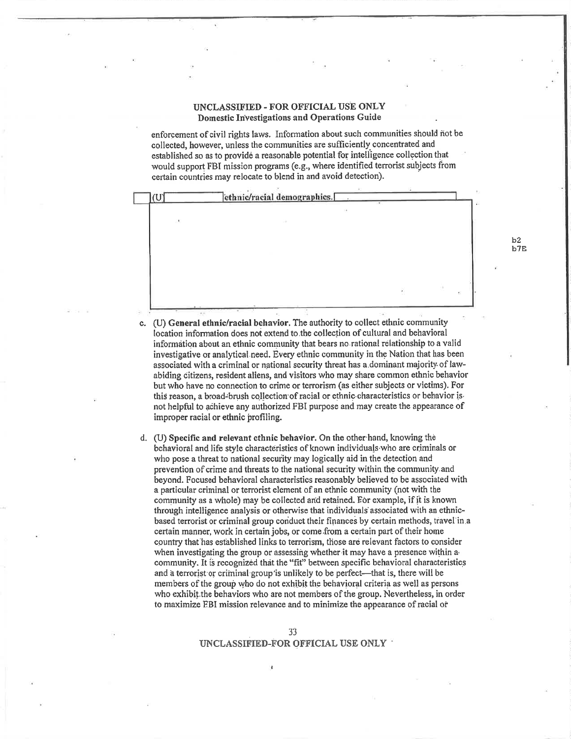enforcement of civil rights laws. Information about such communities should not be collected, however, unless the communities are sufficiently concentrated and established so as to provide a reasonable potential for intelligence collection that would support FBI mission programs (e.g., where identified terrorist subjects from certain countries may relocate to blend in and avoid detection).

(U) ethnic/racial demographics.

b2
b7E

c. (U) **General ethnic/racial behavior.** The authority to collect ethnic community location information does not extend to the collection of cultural and behavioral information about an ethnic community that bears no rational relationship to a valid investigative or analytical need. Every ethnic community in the Nation that has been associated with a criminal or national security threat has a dominant majority of law-abiding citizens, resident aliens, and visitors who may share common ethnic behavior but who have no connection to crime or terrorism (as either subjects or victims). For this reason, a broad-brush collection of racial or ethnic characteristics or behavior is not helpful to achieve any authorized FBI purpose and may create the appearance of improper racial or ethnic profiling.

d. (U) **Specific and relevant ethnic behavior.** On the other hand, knowing the behavioral and life style characteristics of known individuals who are criminals or who pose a threat to national security may logically aid in the detection and prevention of crime and threats to the national security within the community and beyond. Focused behavioral characteristics reasonably believed to be associated with a particular criminal or terrorist element of an ethnic community (not with the community as a whole) may be collected and retained. For example, if it is known through intelligence analysis or otherwise that individuals associated with an ethnic-based terrorist or criminal group conduct their finances by certain methods, travel in a certain manner, work in certain jobs, or come from a certain part of their home country that has established links to terrorism, those are relevant factors to consider when investigating the group or assessing whether it may have a presence within a community. It is recognized that the "fit" between specific behavioral characteristics and a terrorist or criminal group is unlikely to be perfect—that is, there will be members of the group who do not exhibit the behavioral criteria as well as persons who exhibit the behaviors who are not members of the group. Nevertheless, in order to maximize FBI mission relevance and to minimize the appearance of racial or